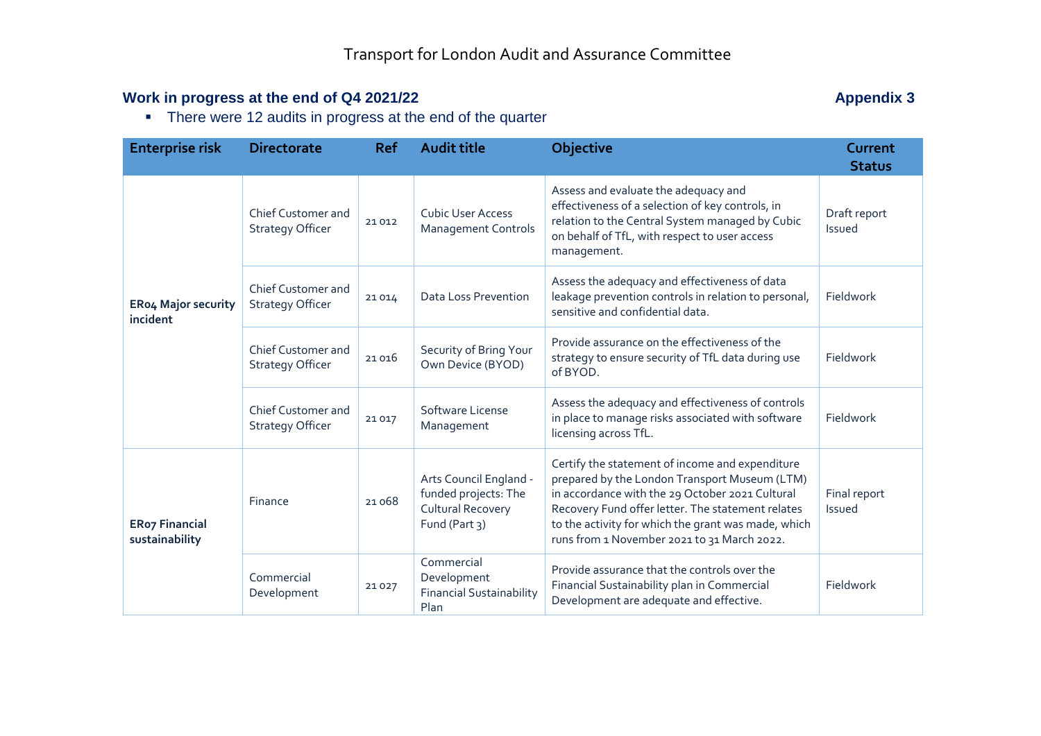# Transport for London Audit and Assurance Committee

## Work in progress at the end of Q4 2021/22

**Appendix 3**

- There were 12 audits in progress at the end of the quarter

| Enterprise risk | Directorate | Ref | Audit title | Objective | Current Status |
|---|---|---|---|---|---|
| **ER04 Major security incident** | Chief Customer and Strategy Officer | 21 012 | Cubic User Access Management Controls | Assess and evaluate the adequacy and effectiveness of a selection of key controls, in relation to the Central System managed by Cubic on behalf of TfL, with respect to user access management. | Draft report Issued |
| | Chief Customer and Strategy Officer | 21 014 | Data Loss Prevention | Assess the adequacy and effectiveness of data leakage prevention controls in relation to personal, sensitive and confidential data. | Fieldwork |
| | Chief Customer and Strategy Officer | 21 016 | Security of Bring Your Own Device (BYOD) | Provide assurance on the effectiveness of the strategy to ensure security of TfL data during use of BYOD. | Fieldwork |
| | Chief Customer and Strategy Officer | 21 017 | Software License Management | Assess the adequacy and effectiveness of controls in place to manage risks associated with software licensing across TfL. | Fieldwork |
| **ER07 Financial sustainability** | Finance | 21 068 | Arts Council England - funded projects: The Cultural Recovery Fund (Part 3) | Certify the statement of income and expenditure prepared by the London Transport Museum (LTM) in accordance with the 29 October 2021 Cultural Recovery Fund offer letter. The statement relates to the activity for which the grant was made, which runs from 1 November 2021 to 31 March 2022. | Final report Issued |
| | Commercial Development | 21 027 | Commercial Development Financial Sustainability Plan | Provide assurance that the controls over the Financial Sustainability plan in Commercial Development are adequate and effective. | Fieldwork |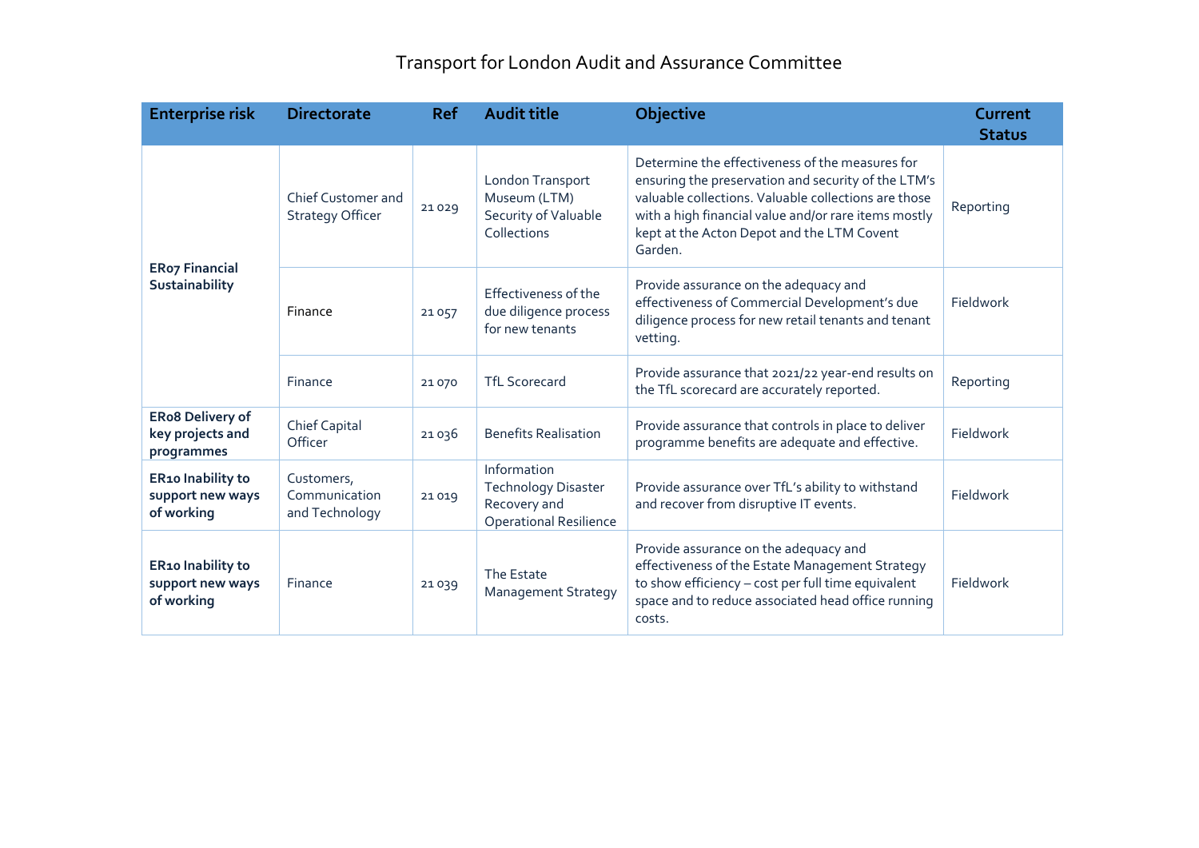# Transport for London Audit and Assurance Committee

| Enterprise risk | Directorate | Ref | Audit title | Objective | Current Status |
|---|---|---|---|---|---|
| **ER07 Financial Sustainability** | Chief Customer and Strategy Officer | 21 029 | London Transport Museum (LTM) Security of Valuable Collections | Determine the effectiveness of the measures for ensuring the preservation and security of the LTM's valuable collections. Valuable collections are those with a high financial value and/or rare items mostly kept at the Acton Depot and the LTM Covent Garden. | Reporting |
| | Finance | 21 057 | Effectiveness of the due diligence process for new tenants | Provide assurance on the adequacy and effectiveness of Commercial Development's due diligence process for new retail tenants and tenant vetting. | Fieldwork |
| | Finance | 21 070 | TfL Scorecard | Provide assurance that 2021/22 year-end results on the TfL scorecard are accurately reported. | Reporting |
| **ER08 Delivery of key projects and programmes** | Chief Capital Officer | 21 036 | Benefits Realisation | Provide assurance that controls in place to deliver programme benefits are adequate and effective. | Fieldwork |
| **ER10 Inability to support new ways of working** | Customers, Communication and Technology | 21 019 | Information Technology Disaster Recovery and Operational Resilience | Provide assurance over TfL's ability to withstand and recover from disruptive IT events. | Fieldwork |
| **ER10 Inability to support new ways of working** | Finance | 21 039 | The Estate Management Strategy | Provide assurance on the adequacy and effectiveness of the Estate Management Strategy to show efficiency – cost per full time equivalent space and to reduce associated head office running costs. | Fieldwork |